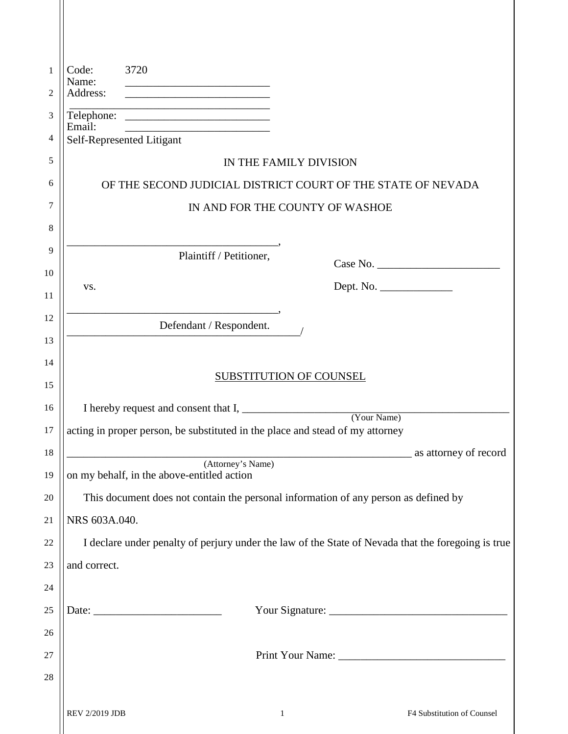Code: 3720
Name: ___________________________
Address: ___________________________
___________________________
Telephone: ___________________________
Email: ___________________________
Self-Represented Litigant

IN THE FAMILY DIVISION

OF THE SECOND JUDICIAL DISTRICT COURT OF THE STATE OF NEVADA

IN AND FOR THE COUNTY OF WASHOE

_______________________________________,
Plaintiff / Petitioner,

vs.

_______________________________________,
Defendant / Respondent.
_______________________________________/

Case No. _______________________

Dept. No. ______________

## SUBSTITUTION OF COUNSEL

I hereby request and consent that I, ___________________________________________________
(Your Name)
acting in proper person, be substituted in the place and stead of my attorney
_________________________________________________________________ as attorney of record
(Attorney's Name)
on my behalf, in the above-entitled action

This document does not contain the personal information of any person as defined by NRS 603A.040.

I declare under penalty of perjury under the law of the State of Nevada that the foregoing is true and correct.

Date: _______________________ Your Signature: ________________________________

Print Your Name: ______________________________

REV 2/2019 JDB F4 Substitution of Counsel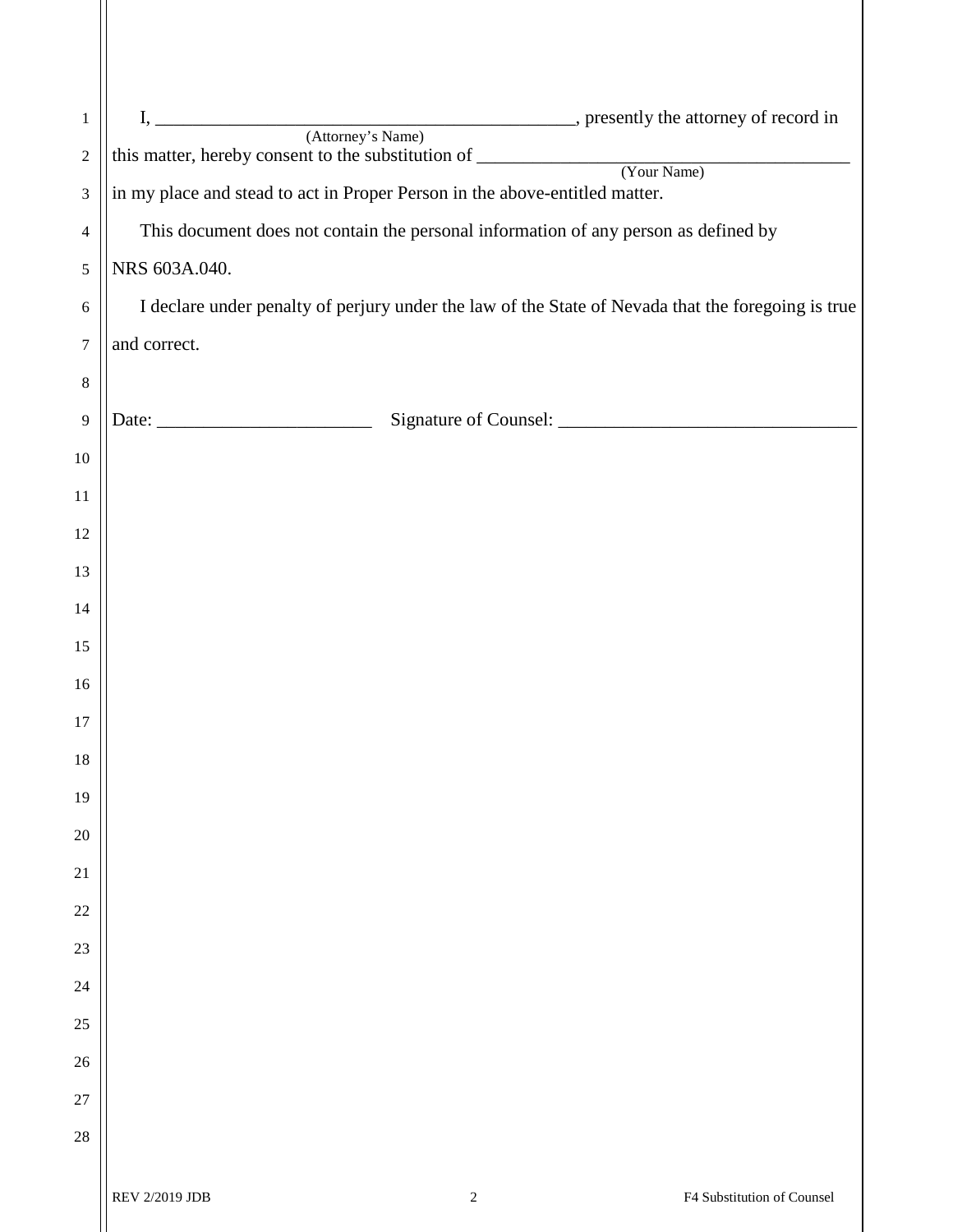I, _____________________________________________, presently the attorney of record in
(Attorney's Name)
this matter, hereby consent to the substitution of _________________________________________
(Your Name)
in my place and stead to act in Proper Person in the above-entitled matter.

This document does not contain the personal information of any person as defined by NRS 603A.040.

I declare under penalty of perjury under the law of the State of Nevada that the foregoing is true and correct.

Date: _______________________ Signature of Counsel: _________________________________